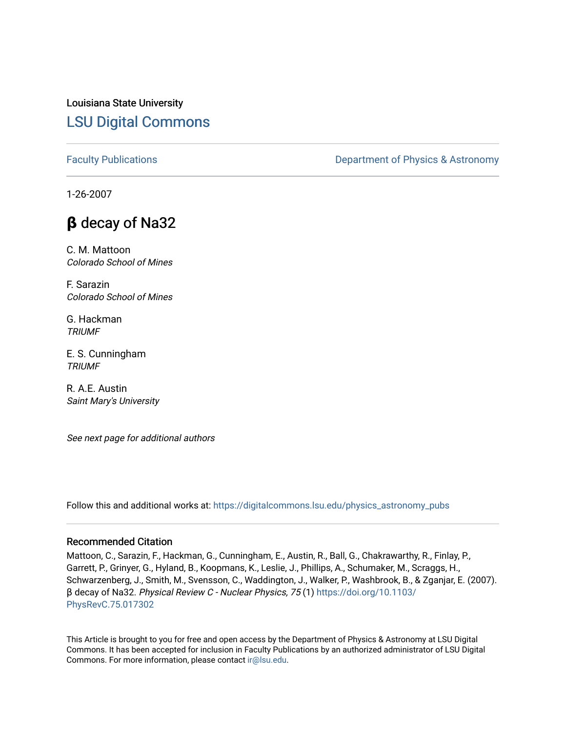Louisiana State University

# LSU Digital Commons

Faculty Publications

Department of Physics & Astronomy

1-26-2007

# β decay of Na32

C. M. Mattoon
*Colorado School of Mines*

F. Sarazin
*Colorado School of Mines*

G. Hackman
*TRIUMF*

E. S. Cunningham
*TRIUMF*

R. A.E. Austin
*Saint Mary's University*

*See next page for additional authors*

Follow this and additional works at: https://digitalcommons.lsu.edu/physics_astronomy_pubs

### Recommended Citation

Mattoon, C., Sarazin, F., Hackman, G., Cunningham, E., Austin, R., Ball, G., Chakrawarthy, R., Finlay, P., Garrett, P., Grinyer, G., Hyland, B., Koopmans, K., Leslie, J., Phillips, A., Schumaker, M., Scraggs, H., Schwarzenberg, J., Smith, M., Svensson, C., Waddington, J., Walker, P., Washbrook, B., & Zganjar, E. (2007). β decay of Na32. *Physical Review C - Nuclear Physics, 75* (1) https://doi.org/10.1103/PhysRevC.75.017302

This Article is brought to you for free and open access by the Department of Physics & Astronomy at LSU Digital Commons. It has been accepted for inclusion in Faculty Publications by an authorized administrator of LSU Digital Commons. For more information, please contact ir@lsu.edu.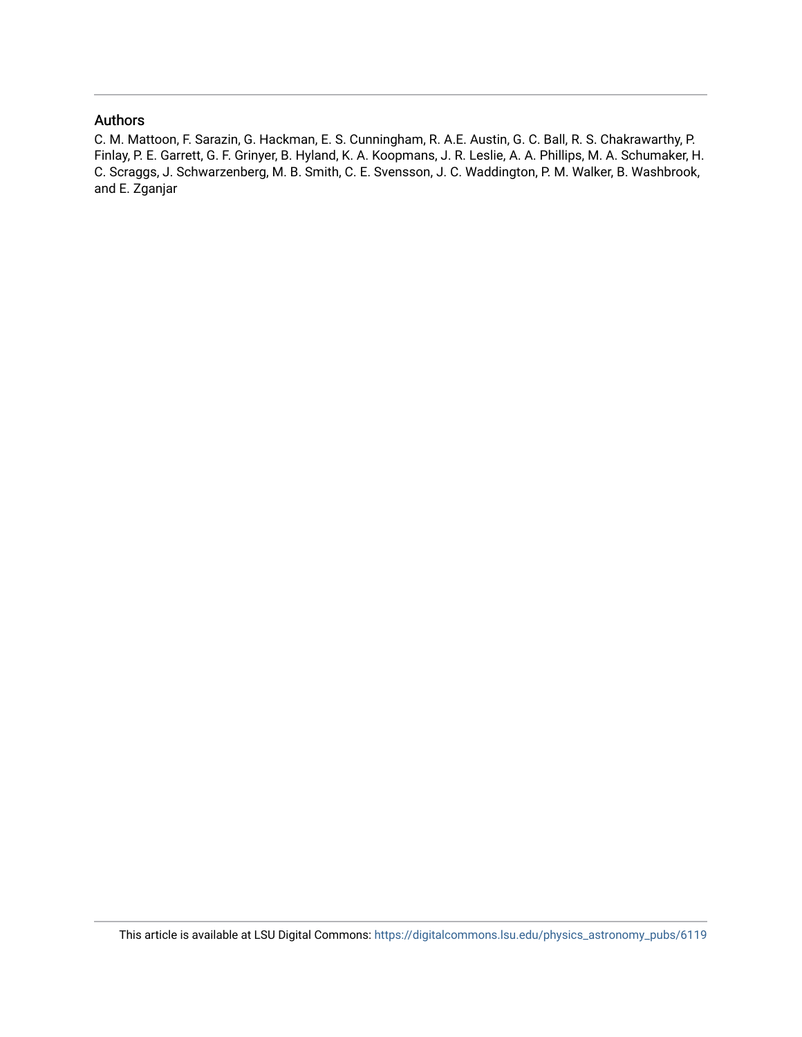## Authors

C. M. Mattoon, F. Sarazin, G. Hackman, E. S. Cunningham, R. A.E. Austin, G. C. Ball, R. S. Chakrawarthy, P. Finlay, P. E. Garrett, G. F. Grinyer, B. Hyland, K. A. Koopmans, J. R. Leslie, A. A. Phillips, M. A. Schumaker, H. C. Scraggs, J. Schwarzenberg, M. B. Smith, C. E. Svensson, J. C. Waddington, P. M. Walker, B. Washbrook, and E. Zganjar

This article is available at LSU Digital Commons: https://digitalcommons.lsu.edu/physics_astronomy_pubs/6119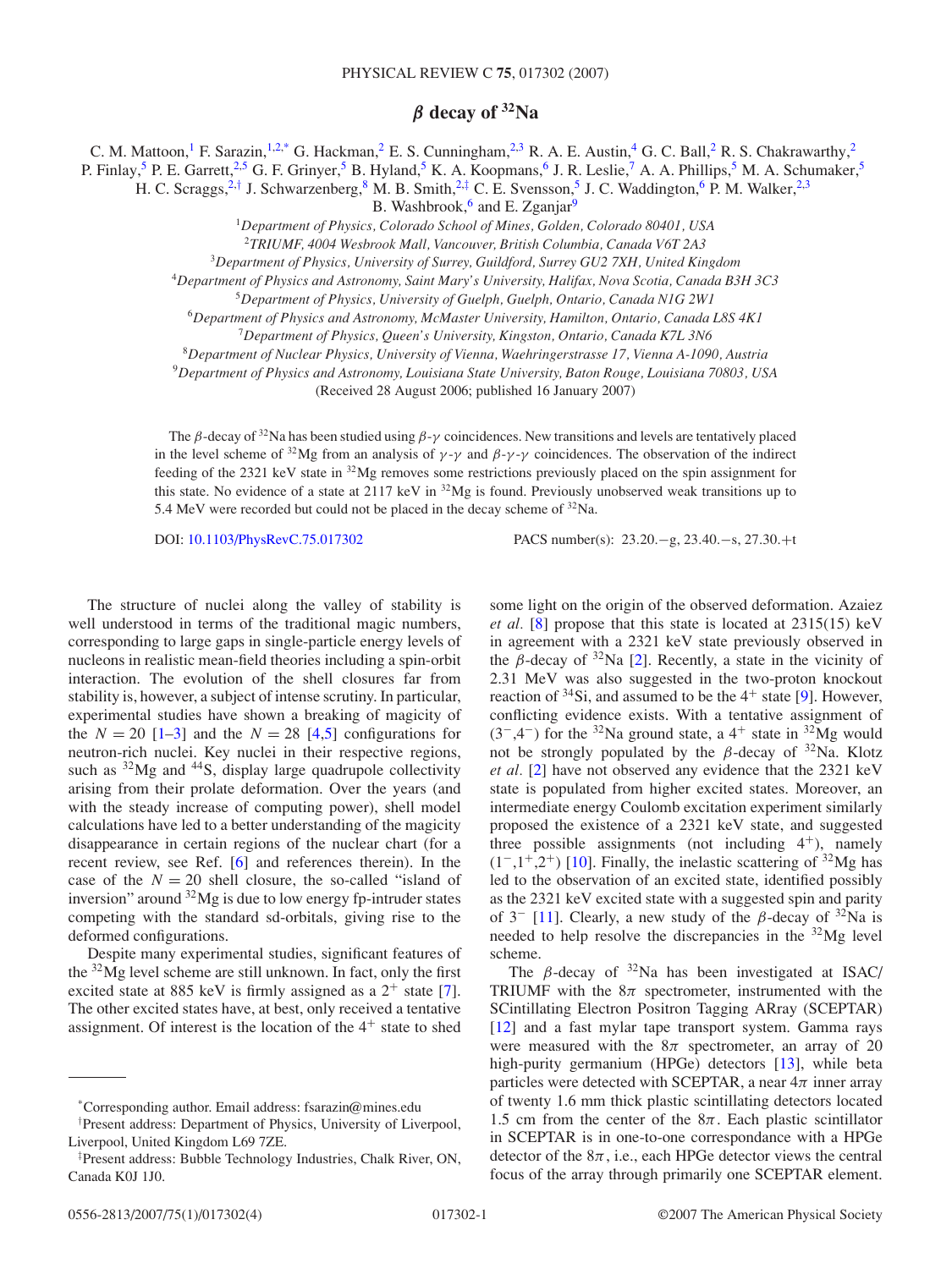# $\beta$ decay of $^{32}$Na

C. M. Mattoon,[1] F. Sarazin,[1,2,*] G. Hackman,[2] E. S. Cunningham,[2,3] R. A. E. Austin,[4] G. C. Ball,[2] R. S. Chakrawarthy,[2] P. Finlay,[5] P. E. Garrett,[2,5] G. F. Grinyer,[5] B. Hyland,[5] K. A. Koopmans,[6] J. R. Leslie,[7] A. A. Phillips,[5] M. A. Schumaker,[5] H. C. Scraggs,[2,†] J. Schwarzenberg,[8] M. B. Smith,[2,‡] C. E. Svensson,[5] J. C. Waddington,[6] P. M. Walker,[2,3] B. Washbrook,[6] and E. Zganjar[9]

[1]Department of Physics, Colorado School of Mines, Golden, Colorado 80401, USA
[2]TRIUMF, 4004 Wesbrook Mall, Vancouver, British Columbia, Canada V6T 2A3
[3]Department of Physics, University of Surrey, Guildford, Surrey GU2 7XH, United Kingdom
[4]Department of Physics and Astronomy, Saint Mary's University, Halifax, Nova Scotia, Canada B3H 3C3
[5]Department of Physics, University of Guelph, Guelph, Ontario, Canada N1G 2W1
[6]Department of Physics and Astronomy, McMaster University, Hamilton, Ontario, Canada L8S 4K1
[7]Department of Physics, Queen's University, Kingston, Ontario, Canada K7L 3N6
[8]Department of Nuclear Physics, University of Vienna, Waehringerstrasse 17, Vienna A-1090, Austria
[9]Department of Physics and Astronomy, Louisiana State University, Baton Rouge, Louisiana 70803, USA

(Received 28 August 2006; published 16 January 2007)

The $\beta$-decay of $^{32}$Na has been studied using $\beta$-$\gamma$ coincidences. New transitions and levels are tentatively placed in the level scheme of $^{32}$Mg from an analysis of $\gamma$-$\gamma$ and $\beta$-$\gamma$-$\gamma$ coincidences. The observation of the indirect feeding of the 2321 keV state in $^{32}$Mg removes some restrictions previously placed on the spin assignment for this state. No evidence of a state at 2117 keV in $^{32}$Mg is found. Previously unobserved weak transitions up to 5.4 MeV were recorded but could not be placed in the decay scheme of $^{32}$Na.

DOI: 10.1103/PhysRevC.75.017302 PACS number(s): 23.20.−g, 23.40.−s, 27.30.+t

The structure of nuclei along the valley of stability is well understood in terms of the traditional magic numbers, corresponding to large gaps in single-particle energy levels of nucleons in realistic mean-field theories including a spin-orbit interaction. The evolution of the shell closures far from stability is, however, a subject of intense scrutiny. In particular, experimental studies have shown a breaking of magicity of the $N = 20$ [1–3] and the $N = 28$ [4,5] configurations for neutron-rich nuclei. Key nuclei in their respective regions, such as $^{32}$Mg and $^{44}$S, display large quadrupole collectivity arising from their prolate deformation. Over the years (and with the steady increase of computing power), shell model calculations have led to a better understanding of the magicity disappearance in certain regions of the nuclear chart (for a recent review, see Ref. [6] and references therein). In the case of the $N = 20$ shell closure, the so-called "island of inversion" around $^{32}$Mg is due to low energy fp-intruder states competing with the standard sd-orbitals, giving rise to the deformed configurations.

Despite many experimental studies, significant features of the $^{32}$Mg level scheme are still unknown. In fact, only the first excited state at 885 keV is firmly assigned as a $2^+$ state [7]. The other excited states have, at best, only received a tentative assignment. Of interest is the location of the $4^+$ state to shed some light on the origin of the observed deformation. Azaiez *et al.* [8] propose that this state is located at 2315(15) keV in agreement with a 2321 keV state previously observed in the $\beta$-decay of $^{32}$Na [2]. Recently, a state in the vicinity of 2.31 MeV was also suggested in the two-proton knockout reaction of $^{34}$Si, and assumed to be the $4^+$ state [9]. However, conflicting evidence exists. With a tentative assignment of $(3^-,4^-)$ for the $^{32}$Na ground state, a $4^+$ state in $^{32}$Mg would not be strongly populated by the $\beta$-decay of $^{32}$Na. Klotz *et al.* [2] have not observed any evidence that the 2321 keV state is populated from higher excited states. Moreover, an intermediate energy Coulomb excitation experiment similarly proposed the existence of a 2321 keV state, and suggested three possible assignments (not including $4^+$), namely $(1^-,1^+,2^+)$ [10]. Finally, the inelastic scattering of $^{32}$Mg has led to the observation of an excited state, identified possibly as the 2321 keV excited state with a suggested spin and parity of $3^-$ [11]. Clearly, a new study of the $\beta$-decay of $^{32}$Na is needed to help resolve the discrepancies in the $^{32}$Mg level scheme.

The $\beta$-decay of $^{32}$Na has been investigated at ISAC/TRIUMF with the $8\pi$ spectrometer, instrumented with the SCintillating Electron Positron Tagging ARray (SCEPTAR) [12] and a fast mylar tape transport system. Gamma rays were measured with the $8\pi$ spectrometer, an array of 20 high-purity germanium (HPGe) detectors [13], while beta particles were detected with SCEPTAR, a near $4\pi$ inner array of twenty 1.6 mm thick plastic scintillating detectors located 1.5 cm from the center of the $8\pi$. Each plastic scintillator in SCEPTAR is in one-to-one correspondance with a HPGe detector of the $8\pi$, i.e., each HPGe detector views the central focus of the array through primarily one SCEPTAR element.

*Corresponding author. Email address: fsarazin@mines.edu

†Present address: Department of Physics, University of Liverpool, Liverpool, United Kingdom L69 7ZE.

‡Present address: Bubble Technology Industries, Chalk River, ON, Canada K0J 1J0.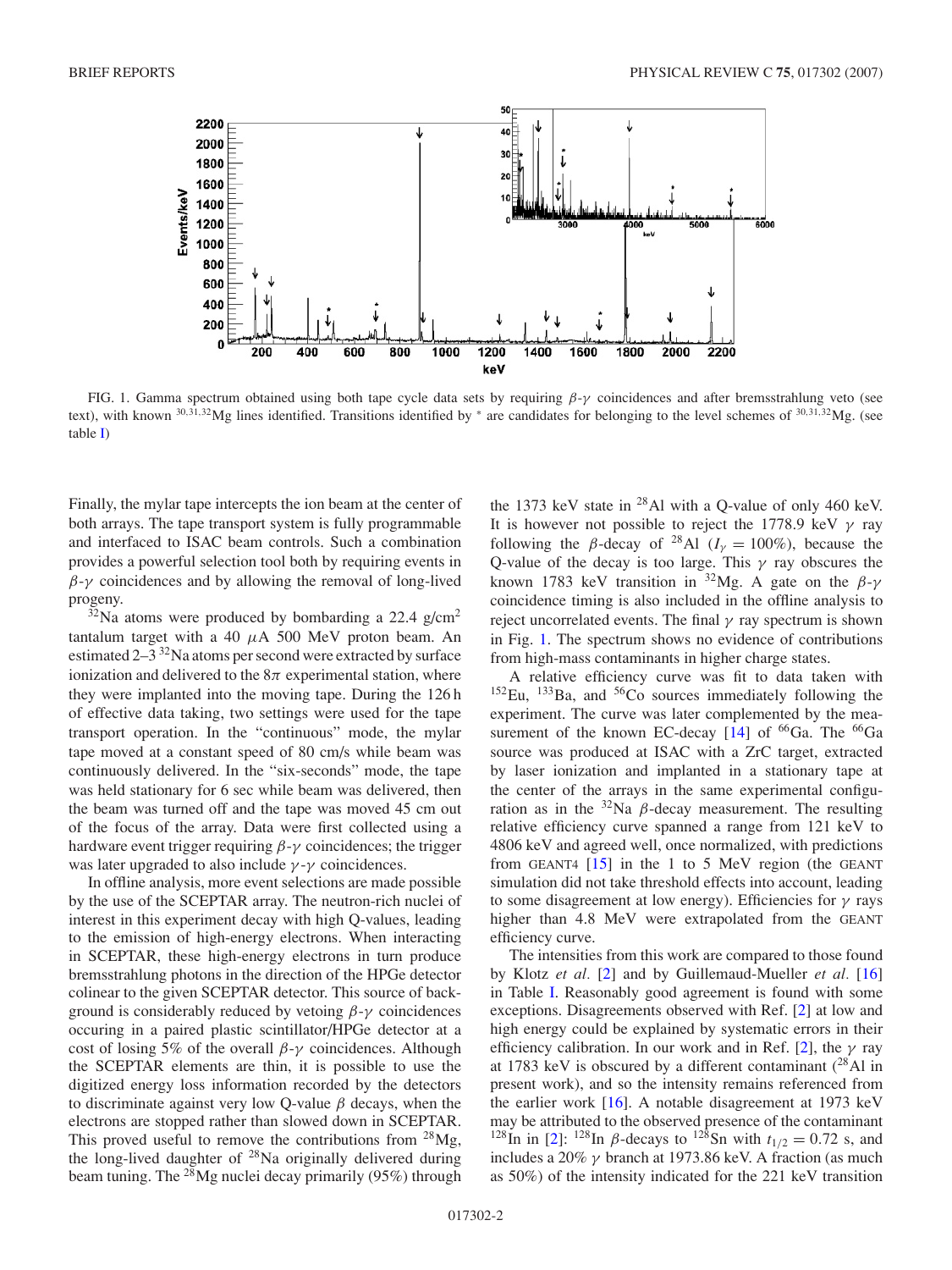FIG. 1. Gamma spectrum obtained using both tape cycle data sets by requiring $\beta$-$\gamma$ coincidences and after bremsstrahlung veto (see text), with known $^{30,31,32}$Mg lines identified. Transitions identified by * are candidates for belonging to the level schemes of $^{30,31,32}$Mg. (see table I)

Finally, the mylar tape intercepts the ion beam at the center of both arrays. The tape transport system is fully programmable and interfaced to ISAC beam controls. Such a combination provides a powerful selection tool both by requiring events in $\beta$-$\gamma$ coincidences and by allowing the removal of long-lived progeny.

$^{32}$Na atoms were produced by bombarding a 22.4 g/cm$^2$ tantalum target with a 40 $\mu$A 500 MeV proton beam. An estimated 2–3 $^{32}$Na atoms per second were extracted by surface ionization and delivered to the $8\pi$ experimental station, where they were implanted into the moving tape. During the 126 h of effective data taking, two settings were used for the tape transport operation. In the "continuous" mode, the mylar tape moved at a constant speed of 80 cm/s while beam was continuously delivered. In the "six-seconds" mode, the tape was held stationary for 6 sec while beam was delivered, then the beam was turned off and the tape was moved 45 cm out of the focus of the array. Data were first collected using a hardware event trigger requiring $\beta$-$\gamma$ coincidences; the trigger was later upgraded to also include $\gamma$-$\gamma$ coincidences.

In offline analysis, more event selections are made possible by the use of the SCEPTAR array. The neutron-rich nuclei of interest in this experiment decay with high Q-values, leading to the emission of high-energy electrons. When interacting in SCEPTAR, these high-energy electrons in turn produce bremsstrahlung photons in the direction of the HPGe detector colinear to the given SCEPTAR detector. This source of background is considerably reduced by vetoing $\beta$-$\gamma$ coincidences occuring in a paired plastic scintillator/HPGe detector at a cost of losing 5% of the overall $\beta$-$\gamma$ coincidences. Although the SCEPTAR elements are thin, it is possible to use the digitized energy loss information recorded by the detectors to discriminate against very low Q-value $\beta$ decays, when the electrons are stopped rather than slowed down in SCEPTAR. This proved useful to remove the contributions from $^{28}$Mg, the long-lived daughter of $^{28}$Na originally delivered during beam tuning. The $^{28}$Mg nuclei decay primarily (95%) through the 1373 keV state in $^{28}$Al with a Q-value of only 460 keV. It is however not possible to reject the 1778.9 keV $\gamma$ ray following the $\beta$-decay of $^{28}$Al ($I_\gamma = 100\%$), because the Q-value of the decay is too large. This $\gamma$ ray obscures the known 1783 keV transition in $^{32}$Mg. A gate on the $\beta$-$\gamma$ coincidence timing is also included in the offline analysis to reject uncorrelated events. The final $\gamma$ ray spectrum is shown in Fig. 1. The spectrum shows no evidence of contributions from high-mass contaminants in higher charge states.

A relative efficiency curve was fit to data taken with $^{152}$Eu, $^{133}$Ba, and $^{56}$Co sources immediately following the experiment. The curve was later complemented by the measurement of the known EC-decay [14] of $^{66}$Ga. The $^{66}$Ga source was produced at ISAC with a ZrC target, extracted by laser ionization and implanted in a stationary tape at the center of the arrays in the same experimental configuration as in the $^{32}$Na $\beta$-decay measurement. The resulting relative efficiency curve spanned a range from 121 keV to 4806 keV and agreed well, once normalized, with predictions from GEANT4 [15] in the 1 to 5 MeV region (the GEANT simulation did not take threshold effects into account, leading to some disagreement at low energy). Efficiencies for $\gamma$ rays higher than 4.8 MeV were extrapolated from the GEANT efficiency curve.

The intensities from this work are compared to those found by Klotz *et al.* [2] and by Guillemaud-Mueller *et al.* [16] in Table I. Reasonably good agreement is found with some exceptions. Disagreements observed with Ref. [2] at low and high energy could be explained by systematic errors in their efficiency calibration. In our work and in Ref. [2], the $\gamma$ ray at 1783 keV is obscured by a different contaminant ($^{28}$Al in present work), and so the intensity remains referenced from the earlier work [16]. A notable disagreement at 1973 keV may be attributed to the observed presence of the contaminant $^{128}$In in [2]: $^{128}$In $\beta$-decays to $^{128}$Sn with $t_{1/2} = 0.72$ s, and includes a 20% $\gamma$ branch at 1973.86 keV. A fraction (as much as 50%) of the intensity indicated for the 221 keV transition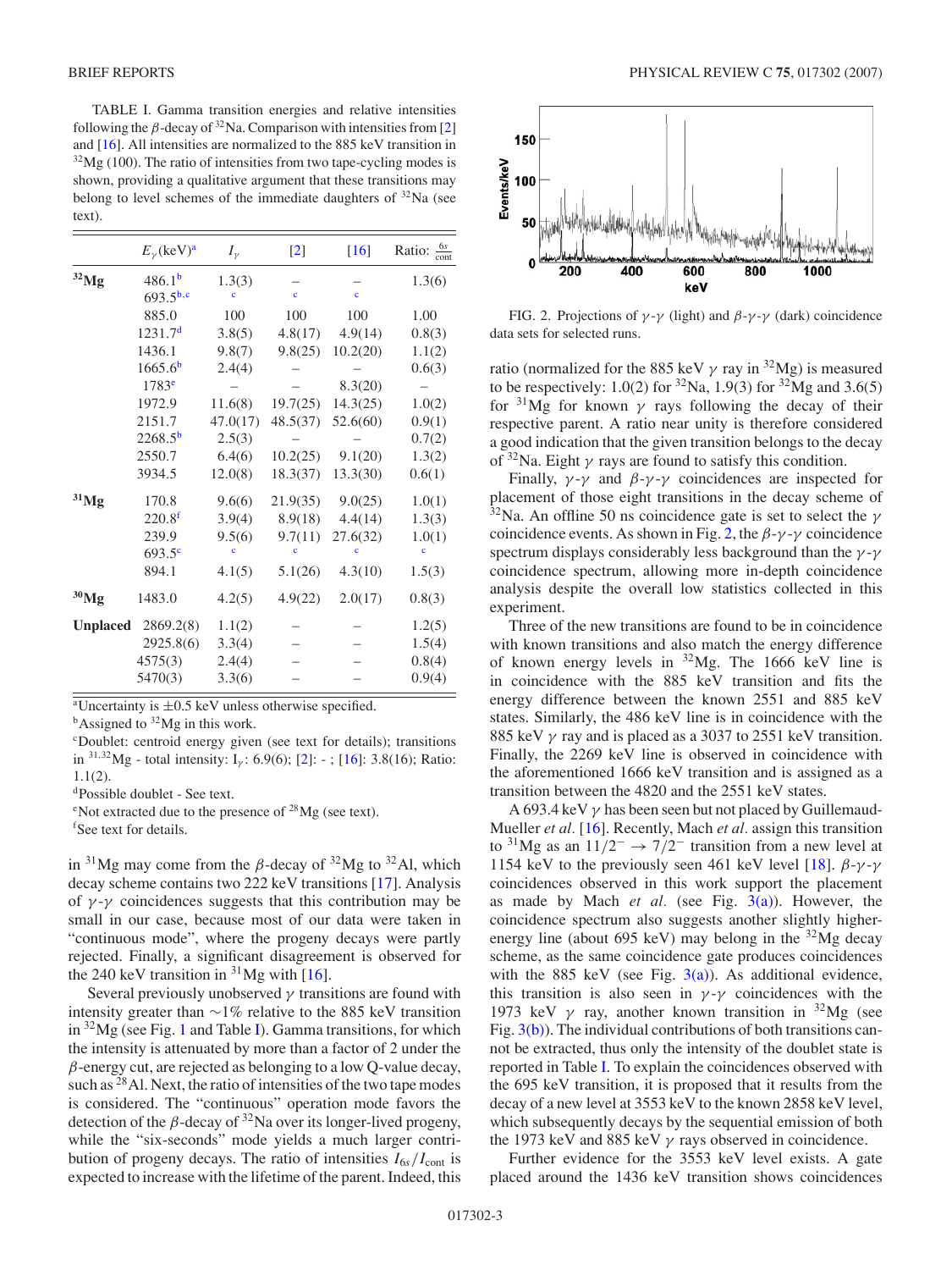TABLE I. Gamma transition energies and relative intensities following the $\beta$-decay of $^{32}$Na. Comparison with intensities from [2] and [16]. All intensities are normalized to the 885 keV transition in $^{32}$Mg (100). The ratio of intensities from two tape-cycling modes is shown, providing a qualitative argument that these transitions may belong to level schemes of the immediate daughters of $^{32}$Na (see text).

| | $E_\gamma$(keV)[a] | $I_\gamma$ | [2] | [16] | Ratio: $\frac{6s}{\text{cont}}$ |
|---|---|---|---|---|---|
| **$^{32}$Mg** | 486.1[b] | 1.3(3) | – | – | 1.3(6) |
| | 693.5[b,c] | c | c | c | |
| | 885.0 | 100 | 100 | 100 | 1.00 |
| | 1231.7[d] | 3.8(5) | 4.8(17) | 4.9(14) | 0.8(3) |
| | 1436.1 | 9.8(7) | 9.8(25) | 10.2(20) | 1.1(2) |
| | 1665.6[b] | 2.4(4) | – | – | 0.6(3) |
| | 1783[e] | – | – | 8.3(20) | – |
| | 1972.9 | 11.6(8) | 19.7(25) | 14.3(25) | 1.0(2) |
| | 2151.7 | 47.0(17) | 48.5(37) | 52.6(60) | 0.9(1) |
| | 2268.5[b] | 2.5(3) | – | – | 0.7(2) |
| | 2550.7 | 6.4(6) | 10.2(25) | 9.1(20) | 1.3(2) |
| | 3934.5 | 12.0(8) | 18.3(37) | 13.3(30) | 0.6(1) |
| **$^{31}$Mg** | 170.8 | 9.6(6) | 21.9(35) | 9.0(25) | 1.0(1) |
| | 220.8[f] | 3.9(4) | 8.9(18) | 4.4(14) | 1.3(3) |
| | 239.9 | 9.5(6) | 9.7(11) | 27.6(32) | 1.0(1) |
| | 693.5[c] | c | c | c | c |
| | 894.1 | 4.1(5) | 5.1(26) | 4.3(10) | 1.5(3) |
| **$^{30}$Mg** | 1483.0 | 4.2(5) | 4.9(22) | 2.0(17) | 0.8(3) |
| **Unplaced** | 2869.2(8) | 1.1(2) | – | – | 1.2(5) |
| | 2925.8(6) | 3.3(4) | – | – | 1.5(4) |
| | 4575(3) | 2.4(4) | – | – | 0.8(4) |
| | 5470(3) | 3.3(6) | – | – | 0.9(4) |

[a]Uncertainty is $\pm$0.5 keV unless otherwise specified.
[b]Assigned to $^{32}$Mg in this work.
[c]Doublet: centroid energy given (see text for details); transitions in $^{31,32}$Mg - total intensity: $I_\gamma$: 6.9(6); [2]: - ; [16]: 3.8(16); Ratio: 1.1(2).
[d]Possible doublet - See text.
[e]Not extracted due to the presence of $^{28}$Mg (see text).
[f]See text for details.

in $^{31}$Mg may come from the $\beta$-decay of $^{32}$Mg to $^{32}$Al, which decay scheme contains two 222 keV transitions [17]. Analysis of $\gamma$-$\gamma$ coincidences suggests that this contribution may be small in our case, because most of our data were taken in "continuous mode", where the progeny decays were partly rejected. Finally, a significant disagreement is observed for the 240 keV transition in $^{31}$Mg with [16].

Several previously unobserved $\gamma$ transitions are found with intensity greater than ~1% relative to the 885 keV transition in $^{32}$Mg (see Fig. 1 and Table I). Gamma transitions, for which the intensity is attenuated by more than a factor of 2 under the $\beta$-energy cut, are rejected as belonging to a low Q-value decay, such as $^{28}$Al. Next, the ratio of intensities of the two tape modes is considered. The "continuous" operation mode favors the detection of the $\beta$-decay of $^{32}$Na over its longer-lived progeny, while the "six-seconds" mode yields a much larger contribution of progeny decays. The ratio of intensities $I_{6s}/I_{cont}$ is expected to increase with the lifetime of the parent. Indeed, this ratio (normalized for the 885 keV $\gamma$ ray in $^{32}$Mg) is measured to be respectively: 1.0(2) for $^{32}$Na, 1.9(3) for $^{32}$Mg and 3.6(5) for $^{31}$Mg for known $\gamma$ rays following the decay of their respective parent. A ratio near unity is therefore considered a good indication that the given transition belongs to the decay of $^{32}$Na. Eight $\gamma$ rays are found to satisfy this condition.

FIG. 2. Projections of $\gamma$-$\gamma$ (light) and $\beta$-$\gamma$-$\gamma$ (dark) coincidence data sets for selected runs.

Finally, $\gamma$-$\gamma$ and $\beta$-$\gamma$-$\gamma$ coincidences are inspected for placement of those eight transitions in the decay scheme of $^{32}$Na. An offline 50 ns coincidence gate is set to select the $\gamma$ coincidence events. As shown in Fig. 2, the $\beta$-$\gamma$-$\gamma$ coincidence spectrum displays considerably less background than the $\gamma$-$\gamma$ coincidence spectrum, allowing more in-depth coincidence analysis despite the overall low statistics collected in this experiment.

Three of the new transitions are found to be in coincidence with known transitions and also match the energy difference of known energy levels in $^{32}$Mg. The 1666 keV line is in coincidence with the 885 keV transition and fits the energy difference between the known 2551 and 885 keV states. Similarly, the 486 keV line is in coincidence with the 885 keV $\gamma$ ray and is placed as a 3037 to 2551 keV transition. Finally, the 2269 keV line is observed in coincidence with the aforementioned 1666 keV transition and is assigned as a transition between the 4820 and the 2551 keV states.

A 693.4 keV $\gamma$ has been seen but not placed by Guillemaud-Mueller *et al.* [16]. Recently, Mach *et al.* assign this transition to $^{31}$Mg as an $11/2^- \to 7/2^-$ transition from a new level at 1154 keV to the previously seen 461 keV level [18]. $\beta$-$\gamma$-$\gamma$ coincidences observed in this work support the placement as made by Mach *et al.* (see Fig. 3(a)). However, the coincidence spectrum also suggests another slightly higher-energy line (about 695 keV) may belong in the $^{32}$Mg decay scheme, as the same coincidence gate produces coincidences with the 885 keV (see Fig. 3(a)). As additional evidence, this transition is also seen in $\gamma$-$\gamma$ coincidences with the 1973 keV $\gamma$ ray, another known transition in $^{32}$Mg (see Fig. 3(b)). The individual contributions of both transitions cannot be extracted, thus only the intensity of the doublet state is reported in Table I. To explain the coincidences observed with the 695 keV transition, it is proposed that it results from the decay of a new level at 3553 keV to the known 2858 keV level, which subsequently decays by the sequential emission of both the 1973 keV and 885 keV $\gamma$ rays observed in coincidence.

Further evidence for the 3553 keV level exists. A gate placed around the 1436 keV transition shows coincidences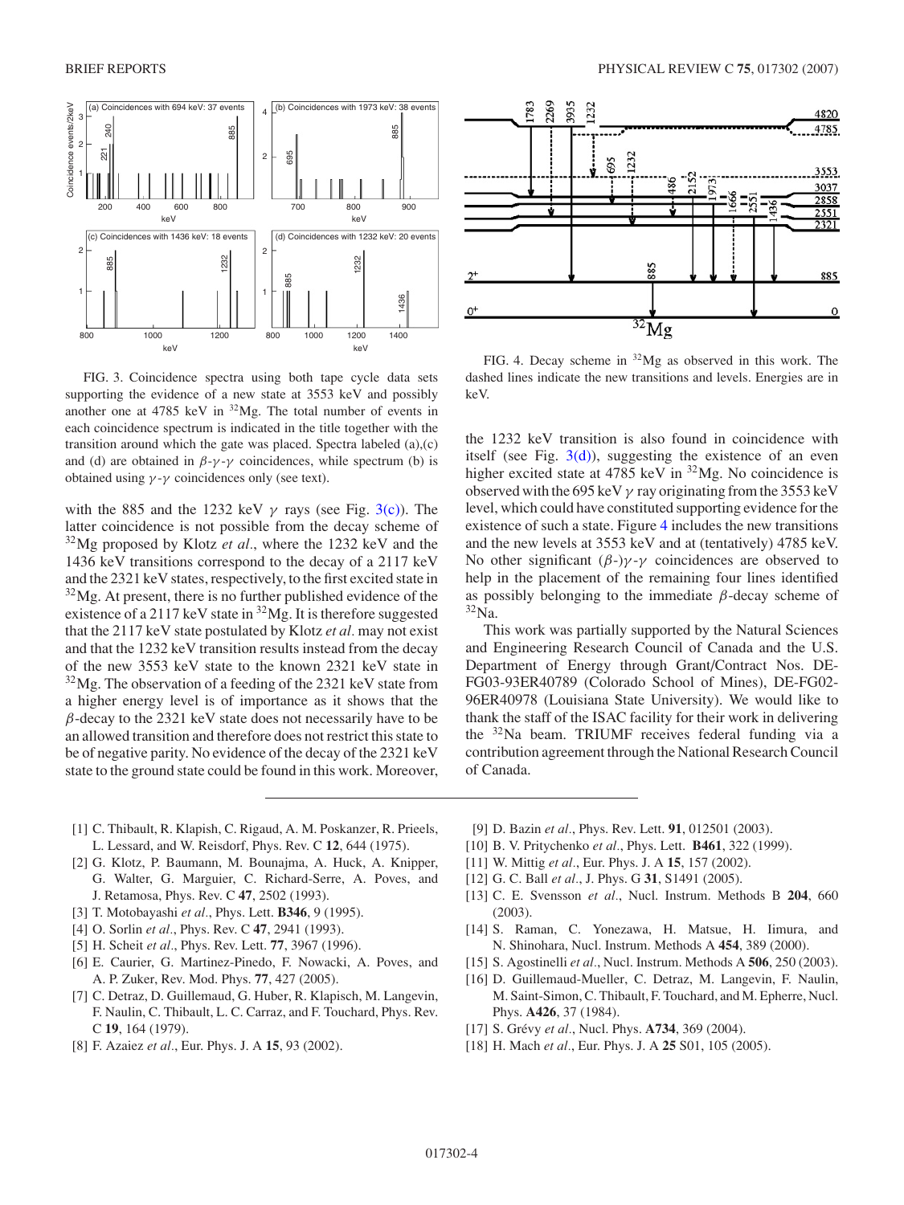(a) Coincidences with 694 keV: 37 events

(b) Coincidences with 1973 keV: 38 events

(c) Coincidences with 1436 keV: 18 events

(d) Coincidences with 1232 keV: 20 events

Coincidence events/2keV

keV

FIG. 3. Coincidence spectra using both tape cycle data sets supporting the evidence of a new state at 3553 keV and possibly another one at 4785 keV in $^{32}$Mg. The total number of events in each coincidence spectrum is indicated in the title together with the transition around which the gate was placed. Spectra labeled (a),(c) and (d) are obtained in $\beta$-$\gamma$-$\gamma$ coincidences, while spectrum (b) is obtained using $\gamma$-$\gamma$ coincidences only (see text).

$^{32}$Mg

FIG. 4. Decay scheme in $^{32}$Mg as observed in this work. The dashed lines indicate the new transitions and levels. Energies are in keV.

with the 885 and the 1232 keV $\gamma$ rays (see Fig. 3(c)). The latter coincidence is not possible from the decay scheme of $^{32}$Mg proposed by Klotz *et al.*, where the 1232 keV and the 1436 keV transitions correspond to the decay of a 2117 keV and the 2321 keV states, respectively, to the first excited state in $^{32}$Mg. At present, there is no further published evidence of the existence of a 2117 keV state in $^{32}$Mg. It is therefore suggested that the 2117 keV state postulated by Klotz *et al.* may not exist and that the 1232 keV transition results instead from the decay of the new 3553 keV state to the known 2321 keV state in $^{32}$Mg. The observation of a feeding of the 2321 keV state from a higher energy level is of importance as it shows that the $\beta$-decay to the 2321 keV state does not necessarily have to be an allowed transition and therefore does not restrict this state to be of negative parity. No evidence of the decay of the 2321 keV state to the ground state could be found in this work. Moreover, the 1232 keV transition is also found in coincidence with itself (see Fig. 3(d)), suggesting the existence of an even higher excited state at 4785 keV in $^{32}$Mg. No coincidence is observed with the 695 keV $\gamma$ ray originating from the 3553 keV level, which could have constituted supporting evidence for the existence of such a state. Figure 4 includes the new transitions and the new levels at 3553 keV and at (tentatively) 4785 keV. No other significant ($\beta$-)$\gamma$-$\gamma$ coincidences are observed to help in the placement of the remaining four lines identified as possibly belonging to the immediate $\beta$-decay scheme of $^{32}$Na.

This work was partially supported by the Natural Sciences and Engineering Research Council of Canada and the U.S. Department of Energy through Grant/Contract Nos. DE-FG03-93ER40789 (Colorado School of Mines), DE-FG02-96ER40978 (Louisiana State University). We would like to thank the staff of the ISAC facility for their work in delivering the $^{32}$Na beam. TRIUMF receives federal funding via a contribution agreement through the National Research Council of Canada.

[1] C. Thibault, R. Klapish, C. Rigaud, A. M. Poskanzer, R. Prieels, L. Lessard, and W. Reisdorf, Phys. Rev. C **12**, 644 (1975).

[2] G. Klotz, P. Baumann, M. Bounajma, A. Huck, A. Knipper, G. Walter, G. Marguier, C. Richard-Serre, A. Poves, and J. Retamosa, Phys. Rev. C **47**, 2502 (1993).

[3] T. Motobayashi *et al.*, Phys. Lett. **B346**, 9 (1995).

[4] O. Sorlin *et al.*, Phys. Rev. C **47**, 2941 (1993).

[5] H. Scheit *et al.*, Phys. Rev. Lett. **77**, 3967 (1996).

[6] E. Caurier, G. Martinez-Pinedo, F. Nowacki, A. Poves, and A. P. Zuker, Rev. Mod. Phys. **77**, 427 (2005).

[7] C. Detraz, D. Guillemaud, G. Huber, R. Klapisch, M. Langevin, F. Naulin, C. Thibault, L. C. Carraz, and F. Touchard, Phys. Rev. C **19**, 164 (1979).

[8] F. Azaiez *et al.*, Eur. Phys. J. A **15**, 93 (2002).

[9] D. Bazin *et al.*, Phys. Rev. Lett. **91**, 012501 (2003).

[10] B. V. Pritychenko *et al.*, Phys. Lett. **B461**, 322 (1999).

[11] W. Mittig *et al.*, Eur. Phys. J. A **15**, 157 (2002).

[12] G. C. Ball *et al.*, J. Phys. G **31**, S1491 (2005).

[13] C. E. Svensson *et al.*, Nucl. Instrum. Methods B **204**, 660 (2003).

[14] S. Raman, C. Yonezawa, H. Matsue, H. Iimura, and N. Shinohara, Nucl. Instrum. Methods A **454**, 389 (2000).

[15] S. Agostinelli *et al.*, Nucl. Instrum. Methods A **506**, 250 (2003).

[16] D. Guillemaud-Mueller, C. Detraz, M. Langevin, F. Naulin, M. Saint-Simon, C. Thibault, F. Touchard, and M. Epherre, Nucl. Phys. **A426**, 37 (1984).

[17] S. Grévy *et al.*, Nucl. Phys. **A734**, 369 (2004).

[18] H. Mach *et al.*, Eur. Phys. J. A **25** S01, 105 (2005).